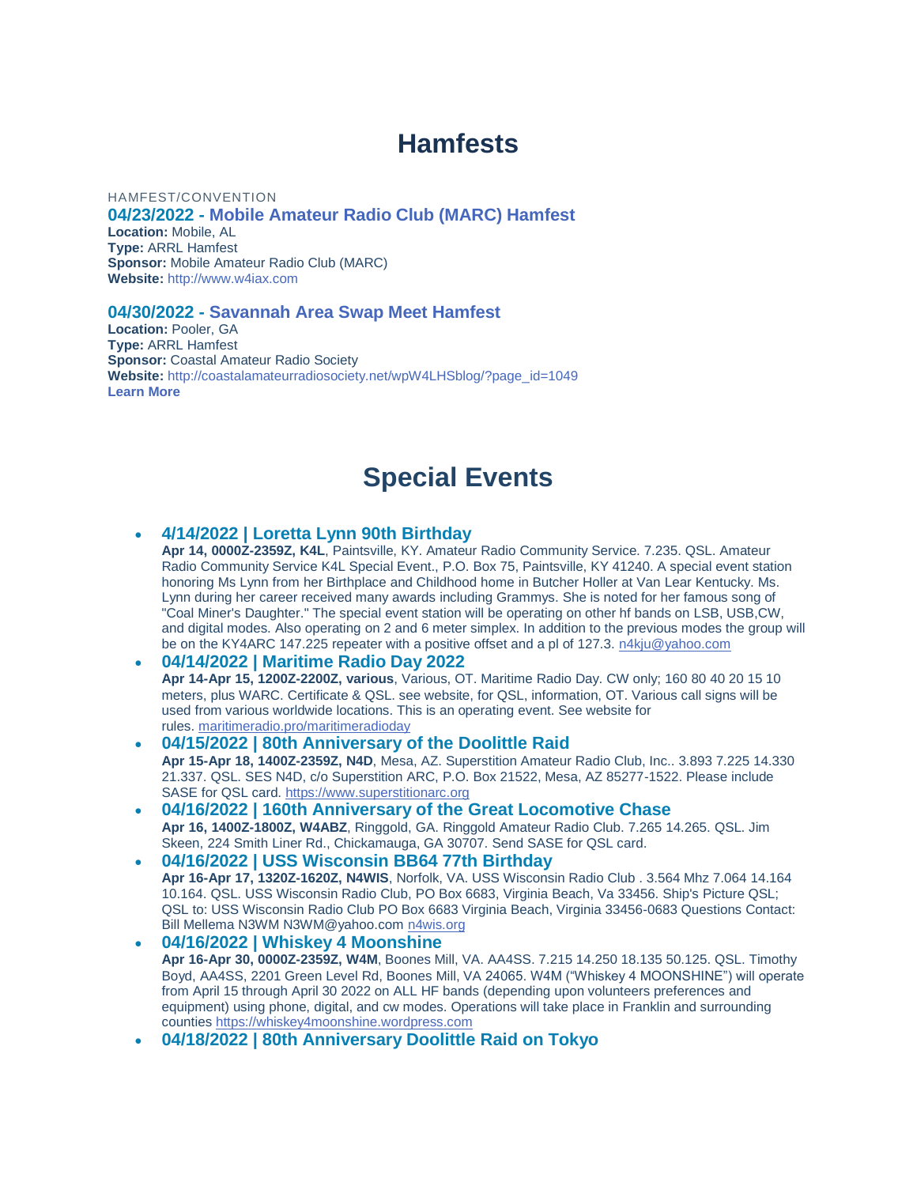# Hamfests

HAMFEST/CONVENTION

### 04/23/2022 - Mobile Amateur Radio Club (MARC) Hamfest

**Location:** Mobile, AL
**Type:** ARRL Hamfest
**Sponsor:** Mobile Amateur Radio Club (MARC)
**Website:** http://www.w4iax.com

### 04/30/2022 - Savannah Area Swap Meet Hamfest

**Location:** Pooler, GA
**Type:** ARRL Hamfest
**Sponsor:** Coastal Amateur Radio Society
**Website:** http://coastalamateurradiosociety.net/wpW4LHSblog/?page_id=1049
**Learn More**

# Special Events

- **4/14/2022 | Loretta Lynn 90th Birthday**
  **Apr 14, 0000Z-2359Z, K4L**, Paintsville, KY. Amateur Radio Community Service. 7.235. QSL. Amateur Radio Community Service K4L Special Event., P.O. Box 75, Paintsville, KY 41240. A special event station honoring Ms Lynn from her Birthplace and Childhood home in Butcher Holler at Van Lear Kentucky. Ms. Lynn during her career received many awards including Grammys. She is noted for her famous song of "Coal Miner's Daughter." The special event station will be operating on other hf bands on LSB, USB,CW, and digital modes. Also operating on 2 and 6 meter simplex. In addition to the previous modes the group will be on the KY4ARC 147.225 repeater with a positive offset and a pl of 127.3. n4kju@yahoo.com
- **04/14/2022 | Maritime Radio Day 2022**
  **Apr 14-Apr 15, 1200Z-2200Z, various**, Various, OT. Maritime Radio Day. CW only; 160 80 40 20 15 10 meters, plus WARC. Certificate & QSL. see website, for QSL, information, OT. Various call signs will be used from various worldwide locations. This is an operating event. See website for rules. maritimeradio.pro/maritimeradioday
- **04/15/2022 | 80th Anniversary of the Doolittle Raid**
  **Apr 15-Apr 18, 1400Z-2359Z, N4D**, Mesa, AZ. Superstition Amateur Radio Club, Inc.. 3.893 7.225 14.330 21.337. QSL. SES N4D, c/o Superstition ARC, P.O. Box 21522, Mesa, AZ 85277-1522. Please include SASE for QSL card. https://www.superstitionarc.org
- **04/16/2022 | 160th Anniversary of the Great Locomotive Chase**
  **Apr 16, 1400Z-1800Z, W4ABZ**, Ringgold, GA. Ringgold Amateur Radio Club. 7.265 14.265. QSL. Jim Skeen, 224 Smith Liner Rd., Chickamauga, GA 30707. Send SASE for QSL card.
- **04/16/2022 | USS Wisconsin BB64 77th Birthday**
  **Apr 16-Apr 17, 1320Z-1620Z, N4WIS**, Norfolk, VA. USS Wisconsin Radio Club . 3.564 Mhz 7.064 14.164 10.164. QSL. USS Wisconsin Radio Club, PO Box 6683, Virginia Beach, Va 33456. Ship's Picture QSL; QSL to: USS Wisconsin Radio Club PO Box 6683 Virginia Beach, Virginia 33456-0683 Questions Contact: Bill Mellema N3WM N3WM@yahoo.com n4wis.org
- **04/16/2022 | Whiskey 4 Moonshine**
  **Apr 16-Apr 30, 0000Z-2359Z, W4M**, Boones Mill, VA. AA4SS. 7.215 14.250 18.135 50.125. QSL. Timothy Boyd, AA4SS, 2201 Green Level Rd, Boones Mill, VA 24065. W4M ("Whiskey 4 MOONSHINE") will operate from April 15 through April 30 2022 on ALL HF bands (depending upon volunteers preferences and equipment) using phone, digital, and cw modes. Operations will take place in Franklin and surrounding counties https://whiskey4moonshine.wordpress.com
- **04/18/2022 | 80th Anniversary Doolittle Raid on Tokyo**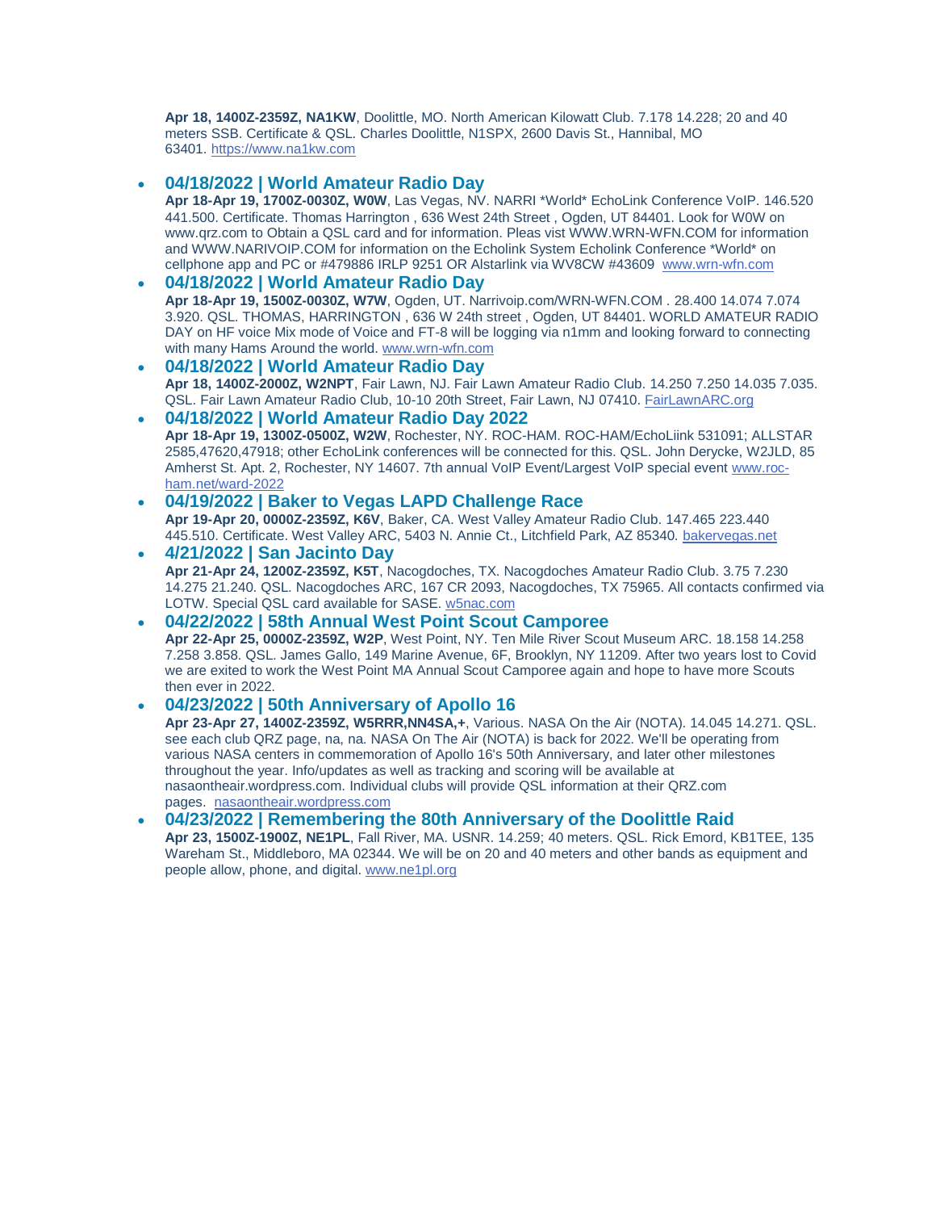**Apr 18, 1400Z-2359Z, NA1KW**, Doolittle, MO. North American Kilowatt Club. 7.178 14.228; 20 and 40 meters SSB. Certificate & QSL. Charles Doolittle, N1SPX, 2600 Davis St., Hannibal, MO 63401. [https://www.na1kw.com](https://www.na1kw.com)

- ### 04/18/2022 | World Amateur Radio Day
  **Apr 18-Apr 19, 1700Z-0030Z, W0W**, Las Vegas, NV. NARRI *World* EchoLink Conference VoIP. 146.520 441.500. Certificate. Thomas Harrington , 636 West 24th Street , Ogden, UT 84401. Look for W0W on www.qrz.com to Obtain a QSL card and for information. Pleas vist WWW.WRN-WFN.COM for information and WWW.NARIVOIP.COM for information on the Echolink System Echolink Conference *World* on cellphone app and PC or #479886 IRLP 9251 OR Alstarlink via WV8CW #43609 [www.wrn-wfn.com](www.wrn-wfn.com)
- ### 04/18/2022 | World Amateur Radio Day
  **Apr 18-Apr 19, 1500Z-0030Z, W7W**, Ogden, UT. Narrivoip.com/WRN-WFN.COM . 28.400 14.074 7.074 3.920. QSL. THOMAS, HARRINGTON , 636 W 24th street , Ogden, UT 84401. WORLD AMATEUR RADIO DAY on HF voice Mix mode of Voice and FT-8 will be logging via n1mm and looking forward to connecting with many Hams Around the world. [www.wrn-wfn.com](www.wrn-wfn.com)
- ### 04/18/2022 | World Amateur Radio Day
  **Apr 18, 1400Z-2000Z, W2NPT**, Fair Lawn, NJ. Fair Lawn Amateur Radio Club. 14.250 7.250 14.035 7.035. QSL. Fair Lawn Amateur Radio Club, 10-10 20th Street, Fair Lawn, NJ 07410. [FairLawnARC.org](FairLawnARC.org)
- ### 04/18/2022 | World Amateur Radio Day 2022
  **Apr 18-Apr 19, 1300Z-0500Z, W2W**, Rochester, NY. ROC-HAM. ROC-HAM/EchoLiink 531091; ALLSTAR 2585,47620,47918; other EchoLink conferences will be connected for this. QSL. John Derycke, W2JLD, 85 Amherst St. Apt. 2, Rochester, NY 14607. 7th annual VoIP Event/Largest VoIP special event [www.roc-ham.net/ward-2022](www.roc-ham.net/ward-2022)
- ### 04/19/2022 | Baker to Vegas LAPD Challenge Race
  **Apr 19-Apr 20, 0000Z-2359Z, K6V**, Baker, CA. West Valley Amateur Radio Club. 147.465 223.440 445.510. Certificate. West Valley ARC, 5403 N. Annie Ct., Litchfield Park, AZ 85340. [bakervegas.net](bakervegas.net)
- ### 4/21/2022 | San Jacinto Day
  **Apr 21-Apr 24, 1200Z-2359Z, K5T**, Nacogdoches, TX. Nacogdoches Amateur Radio Club. 3.75 7.230 14.275 21.240. QSL. Nacogdoches ARC, 167 CR 2093, Nacogdoches, TX 75965. All contacts confirmed via LOTW. Special QSL card available for SASE. [w5nac.com](w5nac.com)
- ### 04/22/2022 | 58th Annual West Point Scout Camporee
  **Apr 22-Apr 25, 0000Z-2359Z, W2P**, West Point, NY. Ten Mile River Scout Museum ARC. 18.158 14.258 7.258 3.858. QSL. James Gallo, 149 Marine Avenue, 6F, Brooklyn, NY 11209. After two years lost to Covid we are exited to work the West Point MA Annual Scout Camporee again and hope to have more Scouts then ever in 2022.
- ### 04/23/2022 | 50th Anniversary of Apollo 16
  **Apr 23-Apr 27, 1400Z-2359Z, W5RRR,NN4SA,+**, Various. NASA On the Air (NOTA). 14.045 14.271. QSL. see each club QRZ page, na, na. NASA On The Air (NOTA) is back for 2022. We'll be operating from various NASA centers in commemoration of Apollo 16's 50th Anniversary, and later other milestones throughout the year. Info/updates as well as tracking and scoring will be available at nasaontheair.wordpress.com. Individual clubs will provide QSL information at their QRZ.com pages. [nasaontheair.wordpress.com](nasaontheair.wordpress.com)
- ### 04/23/2022 | Remembering the 80th Anniversary of the Doolittle Raid
  **Apr 23, 1500Z-1900Z, NE1PL**, Fall River, MA. USNR. 14.259; 40 meters. QSL. Rick Emord, KB1TEE, 135 Wareham St., Middleboro, MA 02344. We will be on 20 and 40 meters and other bands as equipment and people allow, phone, and digital. [www.ne1pl.org](www.ne1pl.org)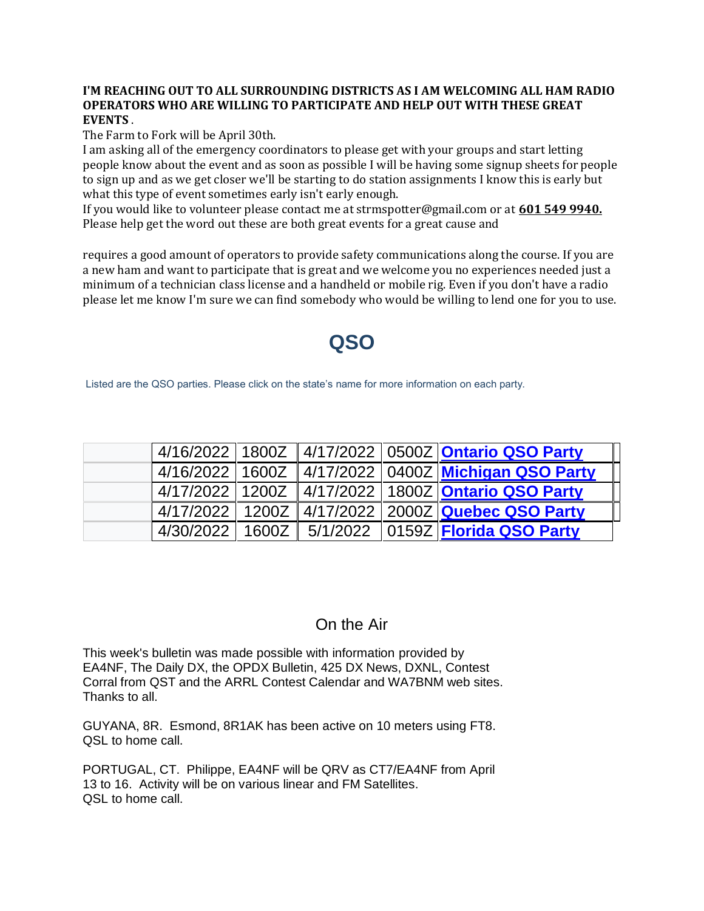**I'M REACHING OUT TO ALL SURROUNDING DISTRICTS AS I AM WELCOMING ALL HAM RADIO OPERATORS WHO ARE WILLING TO PARTICIPATE AND HELP OUT WITH THESE GREAT EVENTS** .

The Farm to Fork will be April 30th.

I am asking all of the emergency coordinators to please get with your groups and start letting people know about the event and as soon as possible I will be having some signup sheets for people to sign up and as we get closer we'll be starting to do station assignments I know this is early but what this type of event sometimes early isn't early enough.

If you would like to volunteer please contact me at strmspotter@gmail.com or at **601 549 9940.**

Please help get the word out these are both great events for a great cause and

requires a good amount of operators to provide safety communications along the course. If you are a new ham and want to participate that is great and we welcome you no experiences needed just a minimum of a technician class license and a handheld or mobile rig. Even if you don't have a radio please let me know I'm sure we can find somebody who would be willing to lend one for you to use.

# QSO

Listed are the QSO parties. Please click on the state's name for more information on each party.

| | | | | | |
|---|---|---|---|---|---|
| | 4/16/2022 | 1800Z | 4/17/2022 | 0500Z | **Ontario QSO Party** |
| | 4/16/2022 | 1600Z | 4/17/2022 | 0400Z | **Michigan QSO Party** |
| | 4/17/2022 | 1200Z | 4/17/2022 | 1800Z | **Ontario QSO Party** |
| | 4/17/2022 | 1200Z | 4/17/2022 | 2000Z | **Quebec QSO Party** |
| | 4/30/2022 | 1600Z | 5/1/2022 | 0159Z | **Florida QSO Party** |

## On the Air

This week's bulletin was made possible with information provided by EA4NF, The Daily DX, the OPDX Bulletin, 425 DX News, DXNL, Contest Corral from QST and the ARRL Contest Calendar and WA7BNM web sites. Thanks to all.

GUYANA, 8R. Esmond, 8R1AK has been active on 10 meters using FT8. QSL to home call.

PORTUGAL, CT. Philippe, EA4NF will be QRV as CT7/EA4NF from April 13 to 16. Activity will be on various linear and FM Satellites. QSL to home call.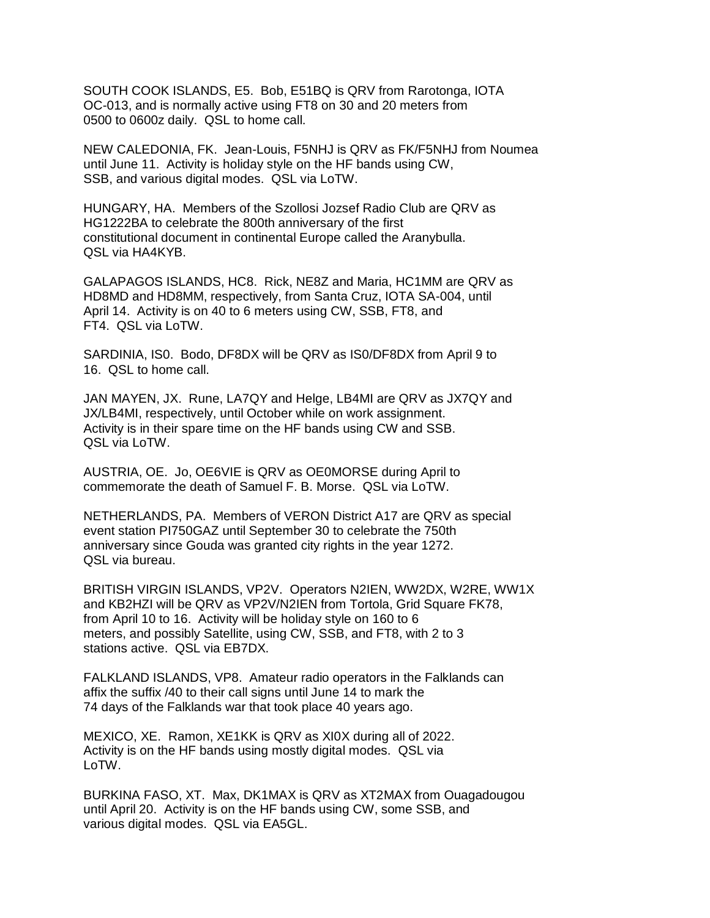SOUTH COOK ISLANDS, E5. Bob, E51BQ is QRV from Rarotonga, IOTA OC-013, and is normally active using FT8 on 30 and 20 meters from 0500 to 0600z daily. QSL to home call.

NEW CALEDONIA, FK. Jean-Louis, F5NHJ is QRV as FK/F5NHJ from Noumea until June 11. Activity is holiday style on the HF bands using CW, SSB, and various digital modes. QSL via LoTW.

HUNGARY, HA. Members of the Szollosi Jozsef Radio Club are QRV as HG1222BA to celebrate the 800th anniversary of the first constitutional document in continental Europe called the Aranybulla. QSL via HA4KYB.

GALAPAGOS ISLANDS, HC8. Rick, NE8Z and Maria, HC1MM are QRV as HD8MD and HD8MM, respectively, from Santa Cruz, IOTA SA-004, until April 14. Activity is on 40 to 6 meters using CW, SSB, FT8, and FT4. QSL via LoTW.

SARDINIA, IS0. Bodo, DF8DX will be QRV as IS0/DF8DX from April 9 to 16. QSL to home call.

JAN MAYEN, JX. Rune, LA7QY and Helge, LB4MI are QRV as JX7QY and JX/LB4MI, respectively, until October while on work assignment. Activity is in their spare time on the HF bands using CW and SSB. QSL via LoTW.

AUSTRIA, OE. Jo, OE6VIE is QRV as OE0MORSE during April to commemorate the death of Samuel F. B. Morse. QSL via LoTW.

NETHERLANDS, PA. Members of VERON District A17 are QRV as special event station PI750GAZ until September 30 to celebrate the 750th anniversary since Gouda was granted city rights in the year 1272. QSL via bureau.

BRITISH VIRGIN ISLANDS, VP2V. Operators N2IEN, WW2DX, W2RE, WW1X and KB2HZI will be QRV as VP2V/N2IEN from Tortola, Grid Square FK78, from April 10 to 16. Activity will be holiday style on 160 to 6 meters, and possibly Satellite, using CW, SSB, and FT8, with 2 to 3 stations active. QSL via EB7DX.

FALKLAND ISLANDS, VP8. Amateur radio operators in the Falklands can affix the suffix /40 to their call signs until June 14 to mark the 74 days of the Falklands war that took place 40 years ago.

MEXICO, XE. Ramon, XE1KK is QRV as XI0X during all of 2022. Activity is on the HF bands using mostly digital modes. QSL via LoTW.

BURKINA FASO, XT. Max, DK1MAX is QRV as XT2MAX from Ouagadougou until April 20. Activity is on the HF bands using CW, some SSB, and various digital modes. QSL via EA5GL.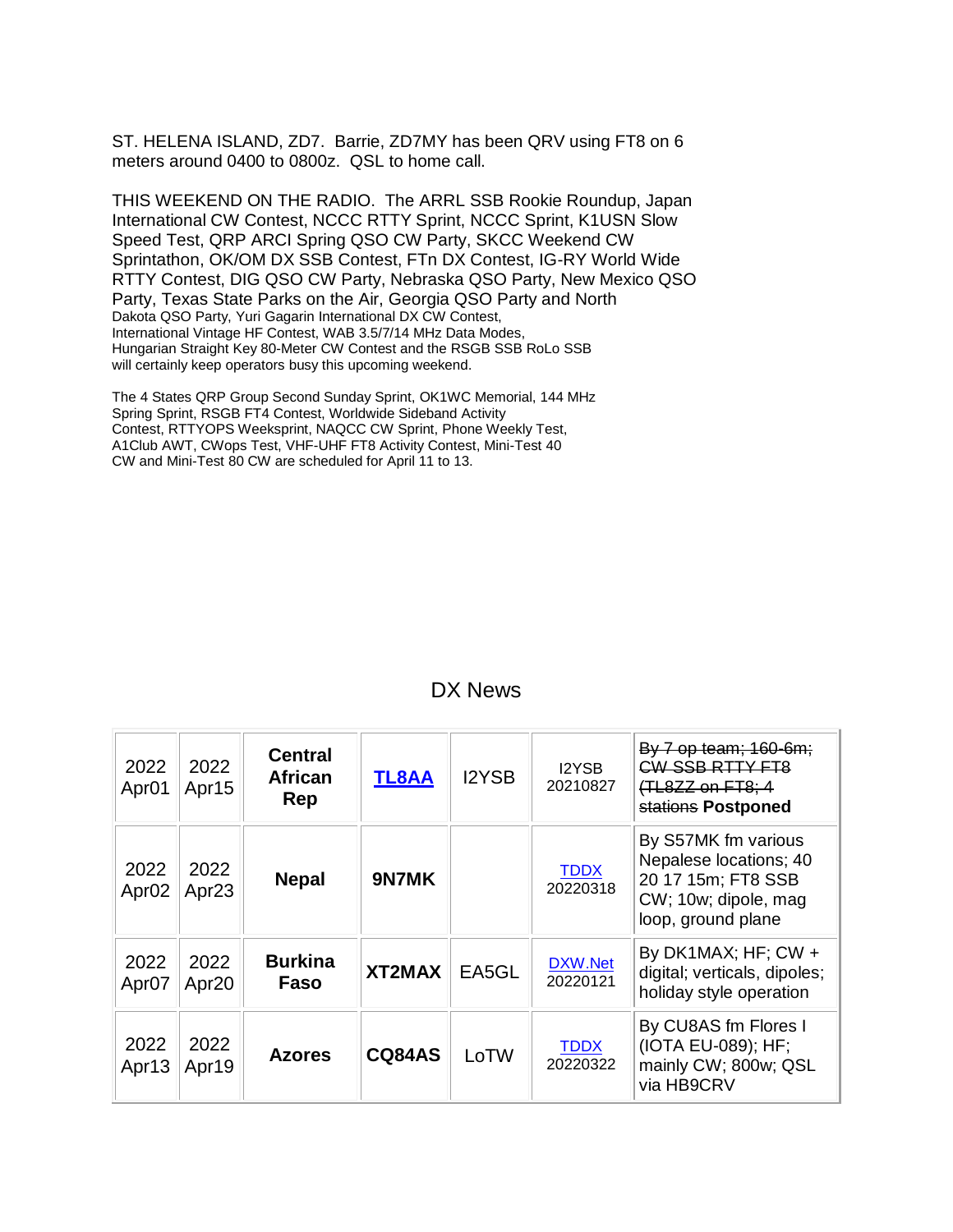ST. HELENA ISLAND, ZD7. Barrie, ZD7MY has been QRV using FT8 on 6 meters around 0400 to 0800z. QSL to home call.

THIS WEEKEND ON THE RADIO. The ARRL SSB Rookie Roundup, Japan International CW Contest, NCCC RTTY Sprint, NCCC Sprint, K1USN Slow Speed Test, QRP ARCI Spring QSO CW Party, SKCC Weekend CW Sprintathon, OK/OM DX SSB Contest, FTn DX Contest, IG-RY World Wide RTTY Contest, DIG QSO CW Party, Nebraska QSO Party, New Mexico QSO Party, Texas State Parks on the Air, Georgia QSO Party and North Dakota QSO Party, Yuri Gagarin International DX CW Contest, International Vintage HF Contest, WAB 3.5/7/14 MHz Data Modes, Hungarian Straight Key 80-Meter CW Contest and the RSGB SSB RoLo SSB will certainly keep operators busy this upcoming weekend.

The 4 States QRP Group Second Sunday Sprint, OK1WC Memorial, 144 MHz Spring Sprint, RSGB FT4 Contest, Worldwide Sideband Activity Contest, RTTYOPS Weeksprint, NAQCC CW Sprint, Phone Weekly Test, A1Club AWT, CWops Test, VHF-UHF FT8 Activity Contest, Mini-Test 40 CW and Mini-Test 80 CW are scheduled for April 11 to 13.

## DX News

| | | | | | | |
|---|---|---|---|---|---|---|
| 2022 Apr01 | 2022 Apr15 | **Central African Rep** | **TL8AA** | I2YSB | I2YSB 20210827 | ~~By 7 op team; 160-6m; CW SSB RTTY FT8 (TL8ZZ on FT8; 4 stations~~ **Postponed** |
| 2022 Apr02 | 2022 Apr23 | **Nepal** | **9N7MK** | | TDDX 20220318 | By S57MK fm various Nepalese locations; 40 20 17 15m; FT8 SSB CW; 10w; dipole, mag loop, ground plane |
| 2022 Apr07 | 2022 Apr20 | **Burkina Faso** | **XT2MAX** | EA5GL | DXW.Net 20220121 | By DK1MAX; HF; CW + digital; verticals, dipoles; holiday style operation |
| 2022 Apr13 | 2022 Apr19 | **Azores** | **CQ84AS** | LoTW | TDDX 20220322 | By CU8AS fm Flores I (IOTA EU-089); HF; mainly CW; 800w; QSL via HB9CRV |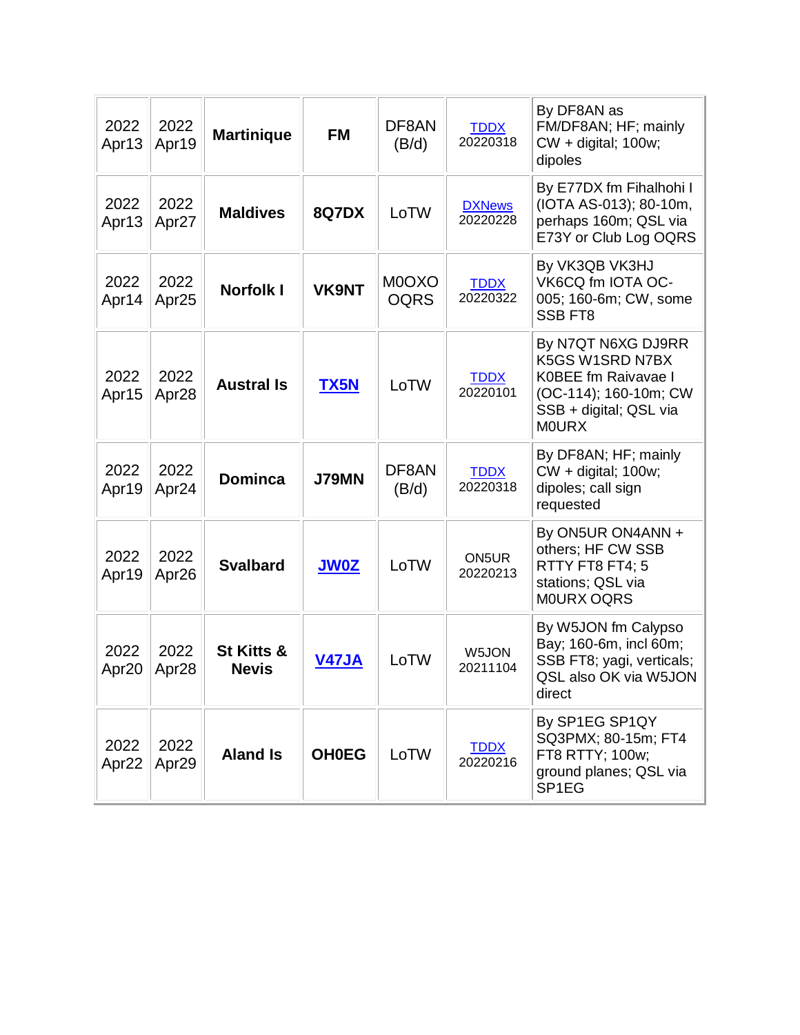| | | | | | | |
|---|---|---|---|---|---|---|
| 2022 Apr13 | 2022 Apr19 | **Martinique** | **FM** | DF8AN (B/d) | TDDX 20220318 | By DF8AN as FM/DF8AN; HF; mainly CW + digital; 100w; dipoles |
| 2022 Apr13 | 2022 Apr27 | **Maldives** | **8Q7DX** | LoTW | DXNews 20220228 | By E77DX fm Fihalhohi I (IOTA AS-013); 80-10m, perhaps 160m; QSL via E73Y or Club Log OQRS |
| 2022 Apr14 | 2022 Apr25 | **Norfolk I** | **VK9NT** | M0OXO OQRS | TDDX 20220322 | By VK3QB VK3HJ VK6CQ fm IOTA OC-005; 160-6m; CW, some SSB FT8 |
| 2022 Apr15 | 2022 Apr28 | **Austral Is** | **TX5N** | LoTW | TDDX 20220101 | By N7QT N6XG DJ9RR K5GS W1SRD N7BX K0BEE fm Raivavae I (OC-114); 160-10m; CW SSB + digital; QSL via M0URX |
| 2022 Apr19 | 2022 Apr24 | **Dominca** | **J79MN** | DF8AN (B/d) | TDDX 20220318 | By DF8AN; HF; mainly CW + digital; 100w; dipoles; call sign requested |
| 2022 Apr19 | 2022 Apr26 | **Svalbard** | **JW0Z** | LoTW | ON5UR 20220213 | By ON5UR ON4ANN + others; HF CW SSB RTTY FT8 FT4; 5 stations; QSL via M0URX OQRS |
| 2022 Apr20 | 2022 Apr28 | **St Kitts & Nevis** | **V47JA** | LoTW | W5JON 20211104 | By W5JON fm Calypso Bay; 160-6m, incl 60m; SSB FT8; yagi, verticals; QSL also OK via W5JON direct |
| 2022 Apr22 | 2022 Apr29 | **Aland Is** | **OH0EG** | LoTW | TDDX 20220216 | By SP1EG SP1QY SQ3PMX; 80-15m; FT4 FT8 RTTY; 100w; ground planes; QSL via SP1EG |